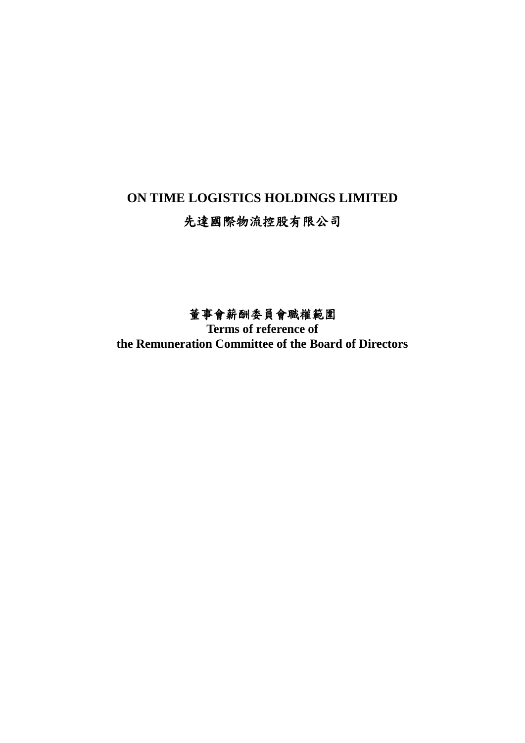# ON TIME LOGISTICS HOLDINGS LIMITED

# 先達國際物流控股有限公司

## 董事會薪酬委員會職權範圍

## Terms of reference of the Remuneration Committee of the Board of Directors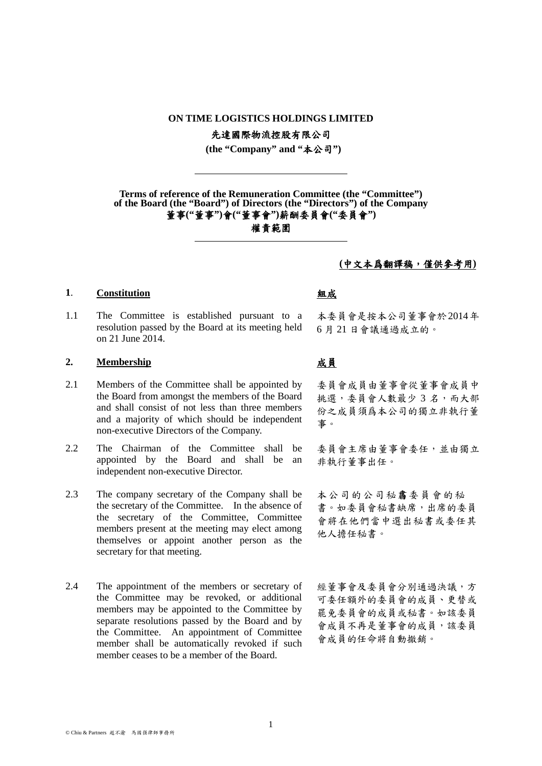**ON TIME LOGISTICS HOLDINGS LIMITED**

**先達國際物流控股有限公司**

**(the "Company" and "本公司")**

---

**Terms of reference of the Remuneration Committee (the "Committee") of the Board (the "Board") of Directors (the "Directors") of the Company**

**董事("董事")會("董事會")薪酬委員會("委員會")**

**權責範圍**

---

**(中文本爲翻譯稿，僅供參考用)**

## 1. Constitution

**組成**

1.1 The Committee is established pursuant to a resolution passed by the Board at its meeting held on 21 June 2014.

本委員會是按本公司董事會於2014年6月21日會議通過成立的。

## 2. Membership

**成員**

2.1 Members of the Committee shall be appointed by the Board from amongst the members of the Board and shall consist of not less than three members and a majority of which should be independent non-executive Directors of the Company.

委員會成員由董事會從董事會成員中挑選，委員會人數最少3名，而大部份之成員須爲本公司的獨立非執行董事。

2.2 The Chairman of the Committee shall be appointed by the Board and shall be an independent non-executive Director.

委員會主席由董事會委任，並由獨立非執行董事出任。

2.3 The company secretary of the Company shall be the secretary of the Committee. In the absence of the secretary of the Committee, Committee members present at the meeting may elect among themselves or appoint another person as the secretary for that meeting.

本公司的公司秘書委員會的秘書。如委員會秘書缺席，出席的委員會將在他們當中選出秘書或委任其他人擔任秘書。

2.4 The appointment of the members or secretary of the Committee may be revoked, or additional members may be appointed to the Committee by separate resolutions passed by the Board and by the Committee. An appointment of Committee member shall be automatically revoked if such member ceases to be a member of the Board.

經董事會及委員會分別通過決議，方可委任額外的委員會的成員、更替或罷免委員會的成員或秘書。如該委員會成員不再是董事會的成員，該委員會成員的任命將自動撤銷。

© Chiu & Partners 趙不渝 馬國强律師事務所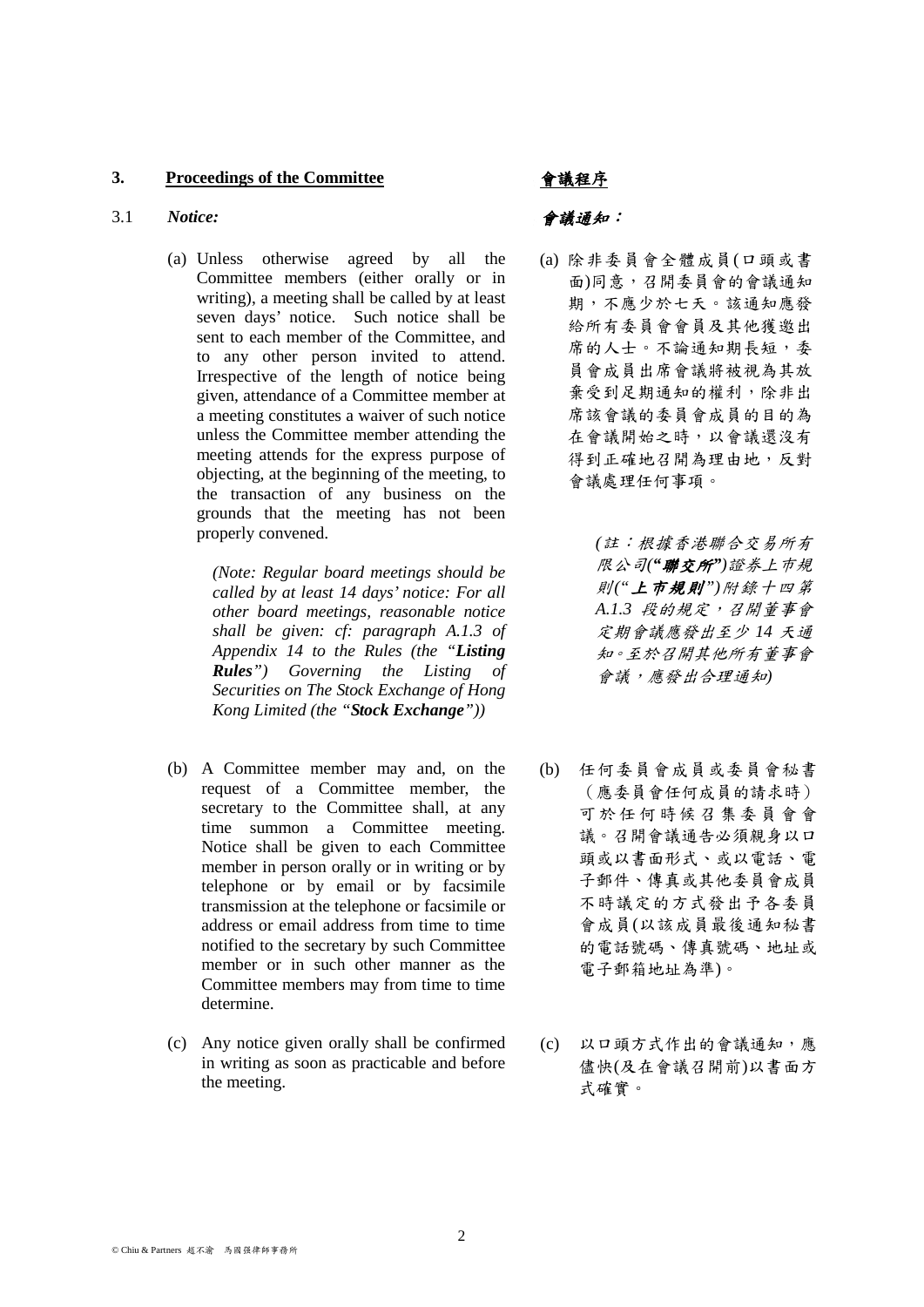## 3. Proceedings of the Committee

## 會議程序

### 3.1 *Notice:*

### *會議通知：*

(a) Unless otherwise agreed by all the Committee members (either orally or in writing), a meeting shall be called by at least seven days' notice. Such notice shall be sent to each member of the Committee, and to any other person invited to attend. Irrespective of the length of notice being given, attendance of a Committee member at a meeting constitutes a waiver of such notice unless the Committee member attending the meeting attends for the express purpose of objecting, at the beginning of the meeting, to the transaction of any business on the grounds that the meeting has not been properly convened.

*(Note: Regular board meetings should be called by at least 14 days' notice: For all other board meetings, reasonable notice shall be given: cf: paragraph A.1.3 of Appendix 14 to the Rules (the "**Listing Rules**") Governing the Listing of Securities on The Stock Exchange of Hong Kong Limited (the "**Stock Exchange**"))*

(a) 除非委員會全體成員(口頭或書面)同意，召開委員會的會議通知期，不應少於七天。該通知應發給所有委員會會員及其他獲邀出席的人士。不論通知期長短，委員會成員出席會議將被視為其放棄受到足期通知的權利，除非出席該會議的委員會成員的目的為在會議開始之時，以會議還沒有得到正確地召開為理由地，反對會議處理任何事項。

*(註：根據香港聯合交易所有限公司("**聯交所**")證券上市規則("**上市規則**")附錄十四第 A.1.3 段的規定，召開董事會定期會議應發出至少 14 天通知。至於召開其他所有董事會會議，應發出合理通知)*

(b) A Committee member may and, on the request of a Committee member, the secretary to the Committee shall, at any time summon a Committee meeting. Notice shall be given to each Committee member in person orally or in writing or by telephone or by email or by facsimile transmission at the telephone or facsimile or address or email address from time to time notified to the secretary by such Committee member or in such other manner as the Committee members may from time to time determine.

(b) 任何委員會成員或委員會秘書（應委員會任何成員的請求時）可於任何時候召集委員會會議。召開會議通告必須親身以口頭或以書面形式、或以電話、電子郵件、傳真或其他委員會成員不時議定的方式發出予各委員會成員(以該成員最後通知秘書的電話號碼、傳真號碼、地址或電子郵箱地址為準)。

(c) Any notice given orally shall be confirmed in writing as soon as practicable and before the meeting.

(c) 以口頭方式作出的會議通知，應儘快(及在會議召開前)以書面方式確實。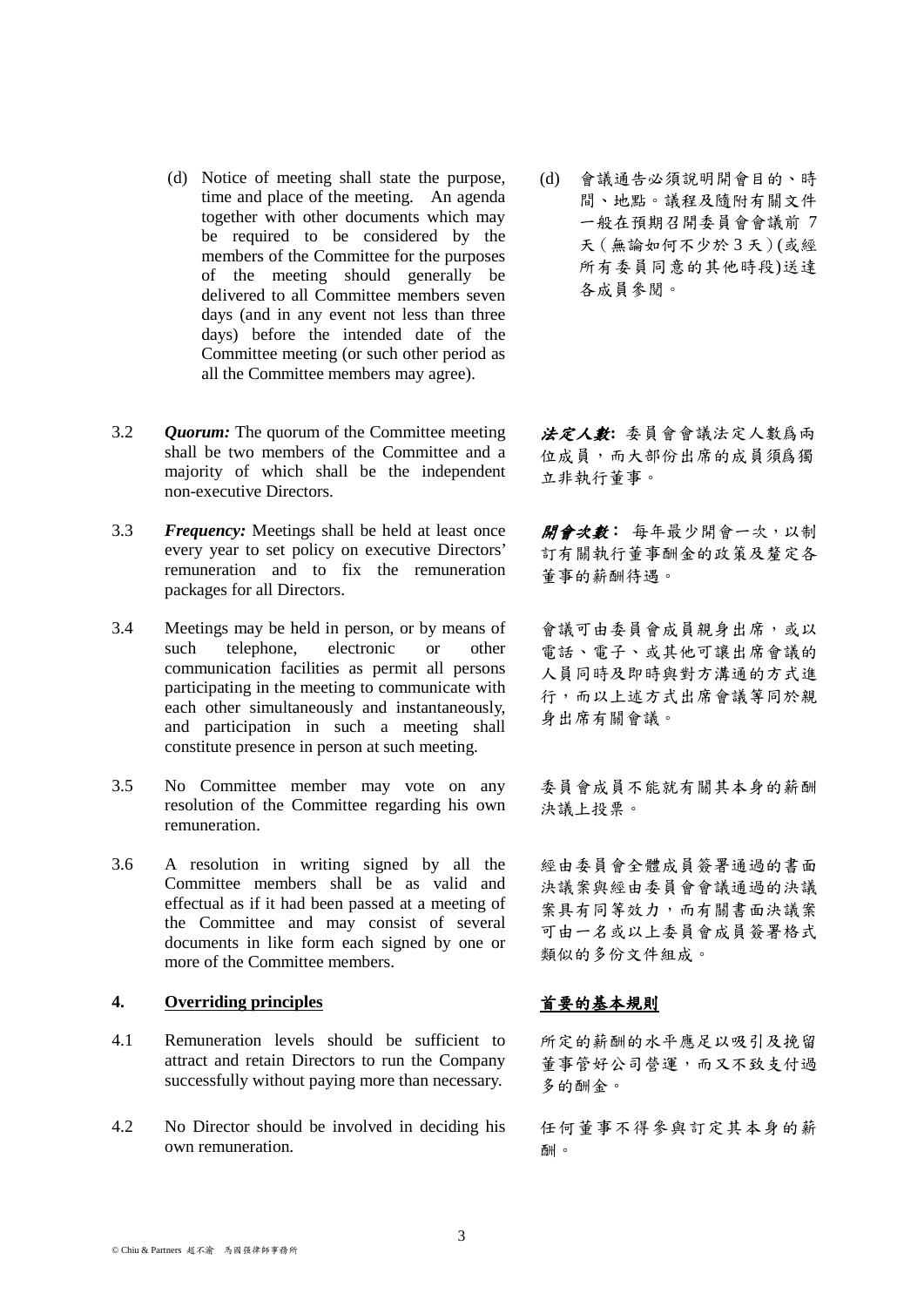(d) Notice of meeting shall state the purpose, time and place of the meeting. An agenda together with other documents which may be required to be considered by the members of the Committee for the purposes of the meeting should generally be delivered to all Committee members seven days (and in any event not less than three days) before the intended date of the Committee meeting (or such other period as all the Committee members may agree).

(d) 會議通告必須說明開會目的、時間、地點。議程及隨附有關文件一般在預期召開委員會會議前 7 天（無論如何不少於 3 天）(或經所有委員同意的其他時段)送達各成員參閱。

3.2 ***Quorum:*** The quorum of the Committee meeting shall be two members of the Committee and a majority of which shall be the independent non-executive Directors.

***法定人數:*** 委員會會議法定人數爲兩位成員，而大部份出席的成員須爲獨立非執行董事。

3.3 ***Frequency:*** Meetings shall be held at least once every year to set policy on executive Directors' remuneration and to fix the remuneration packages for all Directors.

***開會次數：*** 每年最少開會一次，以制訂有關執行董事酬金的政策及釐定各董事的薪酬待遇。

3.4 Meetings may be held in person, or by means of such telephone, electronic or other communication facilities as permit all persons participating in the meeting to communicate with each other simultaneously and instantaneously, and participation in such a meeting shall constitute presence in person at such meeting.

會議可由委員會成員親身出席，或以電話、電子、或其他可讓出席會議的人員同時及即時與對方溝通的方式進行，而以上述方式出席會議等同於親身出席有關會議。

3.5 No Committee member may vote on any resolution of the Committee regarding his own remuneration.

委員會成員不能就有關其本身的薪酬決議上投票。

3.6 A resolution in writing signed by all the Committee members shall be as valid and effectual as if it had been passed at a meeting of the Committee and may consist of several documents in like form each signed by one or more of the Committee members.

經由委員會全體成員簽署通過的書面決議案與經由委員會會議通過的決議案具有同等效力，而有關書面決議案可由一名或以上委員會成員簽署格式類似的多份文件組成。

## 4. Overriding principles

## 首要的基本規則

4.1 Remuneration levels should be sufficient to attract and retain Directors to run the Company successfully without paying more than necessary.

所定的薪酬的水平應足以吸引及挽留董事管好公司營運，而又不致支付過多的酬金。

4.2 No Director should be involved in deciding his own remuneration.

任何董事不得參與訂定其本身的薪酬。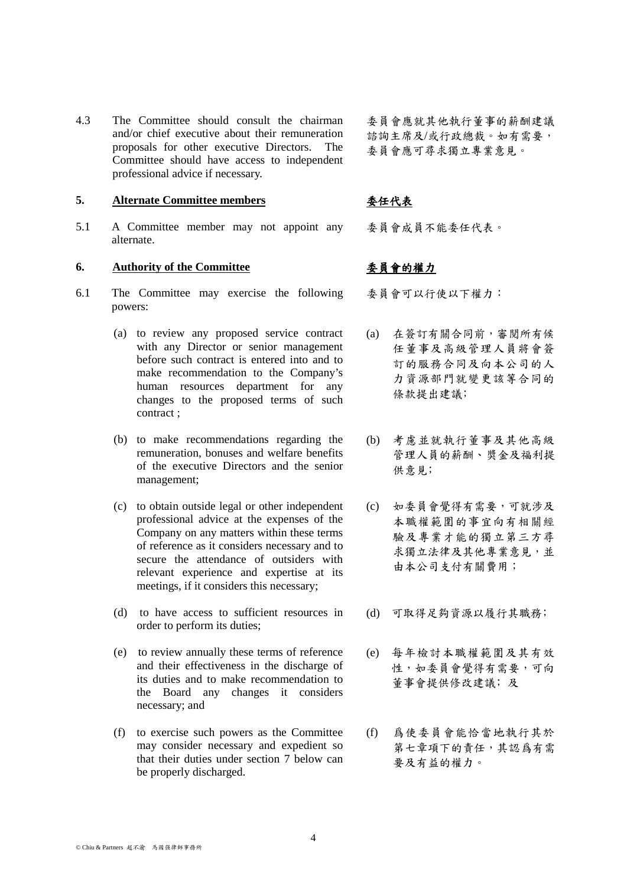4.3 The Committee should consult the chairman and/or chief executive about their remuneration proposals for other executive Directors. The Committee should have access to independent professional advice if necessary.

委員會應就其他執行董事的薪酬建議諮詢主席及/或行政總裁。如有需要，委員會應可尋求獨立專業意見。

## 5. Alternate Committee members

## 委任代表

5.1 A Committee member may not appoint any alternate.

委員會成員不能委任代表。

## 6. Authority of the Committee

## 委員會的權力

6.1 The Committee may exercise the following powers:

委員會可以行使以下權力：

(a) to review any proposed service contract with any Director or senior management before such contract is entered into and to make recommendation to the Company's human resources department for any changes to the proposed terms of such contract ;

(a) 在簽訂有關合同前，審閱所有候任董事及高級管理人員將會簽訂的服務合同及向本公司的人力資源部門就變更該等合同的條款提出建議；

(b) to make recommendations regarding the remuneration, bonuses and welfare benefits of the executive Directors and the senior management;

(b) 考慮並就執行董事及其他高級管理人員的薪酬、獎金及福利提供意見；

(c) to obtain outside legal or other independent professional advice at the expenses of the Company on any matters within these terms of reference as it considers necessary and to secure the attendance of outsiders with relevant experience and expertise at its meetings, if it considers this necessary;

(c) 如委員會覺得有需要，可就涉及本職權範圍的事宜向有相關經驗及專業才能的獨立第三方尋求獨立法律及其他專業意見，並由本公司支付有關費用；

(d) to have access to sufficient resources in order to perform its duties;

(d) 可取得足夠資源以履行其職務；

(e) to review annually these terms of reference and their effectiveness in the discharge of its duties and to make recommendation to the Board any changes it considers necessary; and

(e) 每年檢討本職權範圍及其有效性，如委員會覺得有需要，可向董事會提供修改建議；及

(f) to exercise such powers as the Committee may consider necessary and expedient so that their duties under section 7 below can be properly discharged.

(f) 爲使委員會能恰當地執行其於第七章項下的責任，其認爲有需要及有益的權力。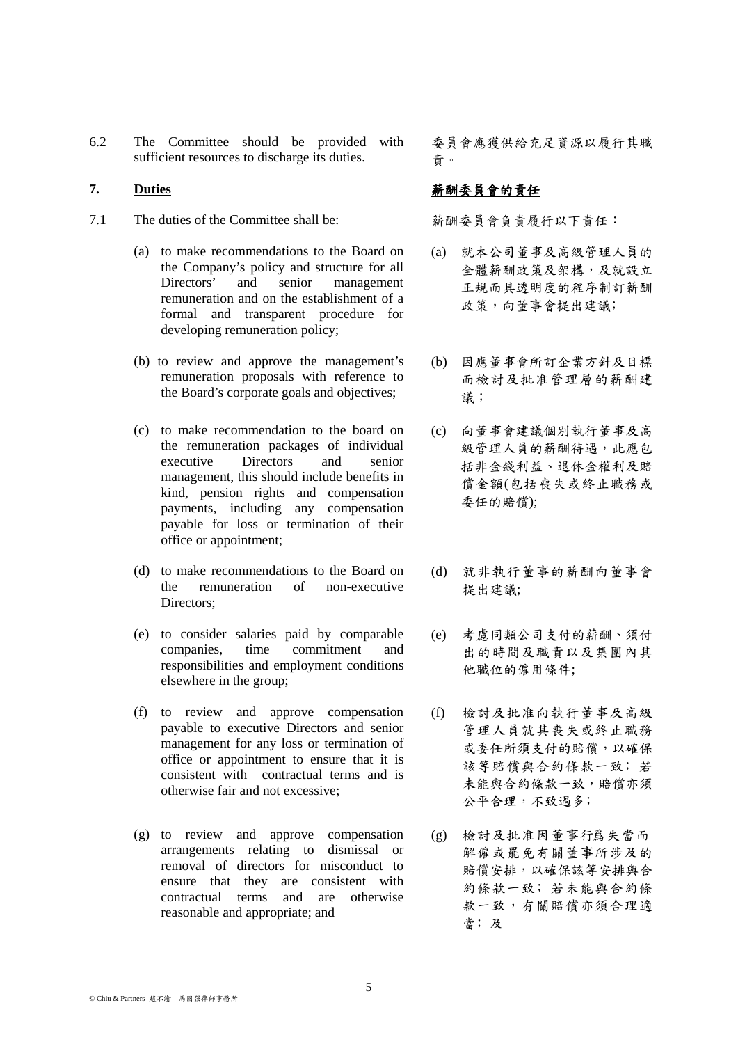6.2 The Committee should be provided with sufficient resources to discharge its duties.

委員會應獲供給充足資源以履行其職責。

**7. Duties**

**薪酬委員會的責任**

7.1 The duties of the Committee shall be:

薪酬委員會負責履行以下責任：

(a) to make recommendations to the Board on the Company's policy and structure for all Directors' and senior management remuneration and on the establishment of a formal and transparent procedure for developing remuneration policy;

(a) 就本公司董事及高級管理人員的全體薪酬政策及架構，及就設立正規而具透明度的程序制訂薪酬政策，向董事會提出建議；

(b) to review and approve the management's remuneration proposals with reference to the Board's corporate goals and objectives;

(b) 因應董事會所訂企業方針及目標而檢討及批准管理層的薪酬建議；

(c) to make recommendation to the board on the remuneration packages of individual executive Directors and senior management, this should include benefits in kind, pension rights and compensation payments, including any compensation payable for loss or termination of their office or appointment;

(c) 向董事會建議個別執行董事及高級管理人員的薪酬待遇，此應包括非金錢利益、退休金權利及賠償金額(包括喪失或終止職務或委任的賠償);

(d) to make recommendations to the Board on the remuneration of non-executive Directors;

(d) 就非執行董事的薪酬向董事會提出建議;

(e) to consider salaries paid by comparable companies, time commitment and responsibilities and employment conditions elsewhere in the group;

(e) 考慮同類公司支付的薪酬、須付出的時間及職責以及集團內其他職位的僱用條件;

(f) to review and approve compensation payable to executive Directors and senior management for any loss or termination of office or appointment to ensure that it is consistent with contractual terms and is otherwise fair and not excessive;

(f) 檢討及批准向執行董事及高級管理人員就其喪失或終止職務或委任所須支付的賠償，以確保該等賠償與合約條款一致；若未能與合約條款一致，賠償亦須公平合理，不致過多；

(g) to review and approve compensation arrangements relating to dismissal or removal of directors for misconduct to ensure that they are consistent with contractual terms and are otherwise reasonable and appropriate; and

(g) 檢討及批准因董事行爲失當而解僱或罷免有關董事所涉及的賠償安排，以確保該等安排與合約條款一致；若未能與合約條款一致，有關賠償亦須合理適當；及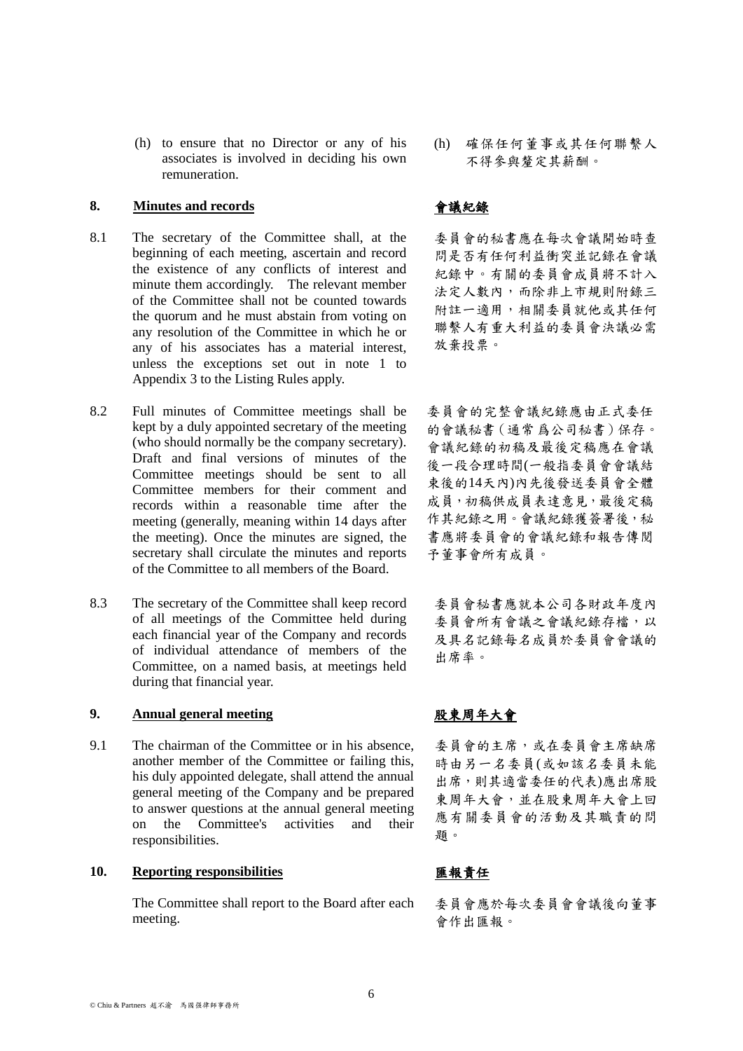(h) to ensure that no Director or any of his associates is involved in deciding his own remuneration.

(h) 確保任何董事或其任何聯繫人不得參與釐定其薪酬。

## 8. Minutes and records

## 會議紀錄

8.1 The secretary of the Committee shall, at the beginning of each meeting, ascertain and record the existence of any conflicts of interest and minute them accordingly. The relevant member of the Committee shall not be counted towards the quorum and he must abstain from voting on any resolution of the Committee in which he or any of his associates has a material interest, unless the exceptions set out in note 1 to Appendix 3 to the Listing Rules apply.

委員會的秘書應在每次會議開始時查問是否有任何利益衝突並記錄在會議紀錄中。有關的委員會成員將不計入法定人數內，而除非上市規則附錄三附註一適用，相關委員就他或其任何聯繫人有重大利益的委員會決議必需放棄投票。

8.2 Full minutes of Committee meetings shall be kept by a duly appointed secretary of the meeting (who should normally be the company secretary). Draft and final versions of minutes of the Committee meetings should be sent to all Committee members for their comment and records within a reasonable time after the meeting (generally, meaning within 14 days after the meeting). Once the minutes are signed, the secretary shall circulate the minutes and reports of the Committee to all members of the Board.

委員會的完整會議紀錄應由正式委任的會議秘書（通常爲公司秘書）保存。會議紀錄的初稿及最後定稿應在會議後一段合理時間(一般指委員會會議結束後的14天內)內先後發送委員會全體成員，初稿供成員表達意見，最後定稿作其紀錄之用。會議紀錄獲簽署後，秘書應將委員會的會議紀錄和報告傳閱予董事會所有成員。

8.3 The secretary of the Committee shall keep record of all meetings of the Committee held during each financial year of the Company and records of individual attendance of members of the Committee, on a named basis, at meetings held during that financial year.

委員會秘書應就本公司各財政年度內委員會所有會議之會議紀錄存檔，以及具名記錄每名成員於委員會會議的出席率。

## 9. Annual general meeting

## 股東周年大會

9.1 The chairman of the Committee or in his absence, another member of the Committee or failing this, his duly appointed delegate, shall attend the annual general meeting of the Company and be prepared to answer questions at the annual general meeting on the Committee's activities and their responsibilities.

委員會的主席，或在委員會主席缺席時由另一名委員(或如該名委員未能出席，則其適當委任的代表)應出席股東周年大會，並在股東周年大會上回應有關委員會的活動及其職責的問題。

## 10. Reporting responsibilities

## 匯報責任

The Committee shall report to the Board after each meeting.

委員會應於每次委員會會議後向董事會作出匯報。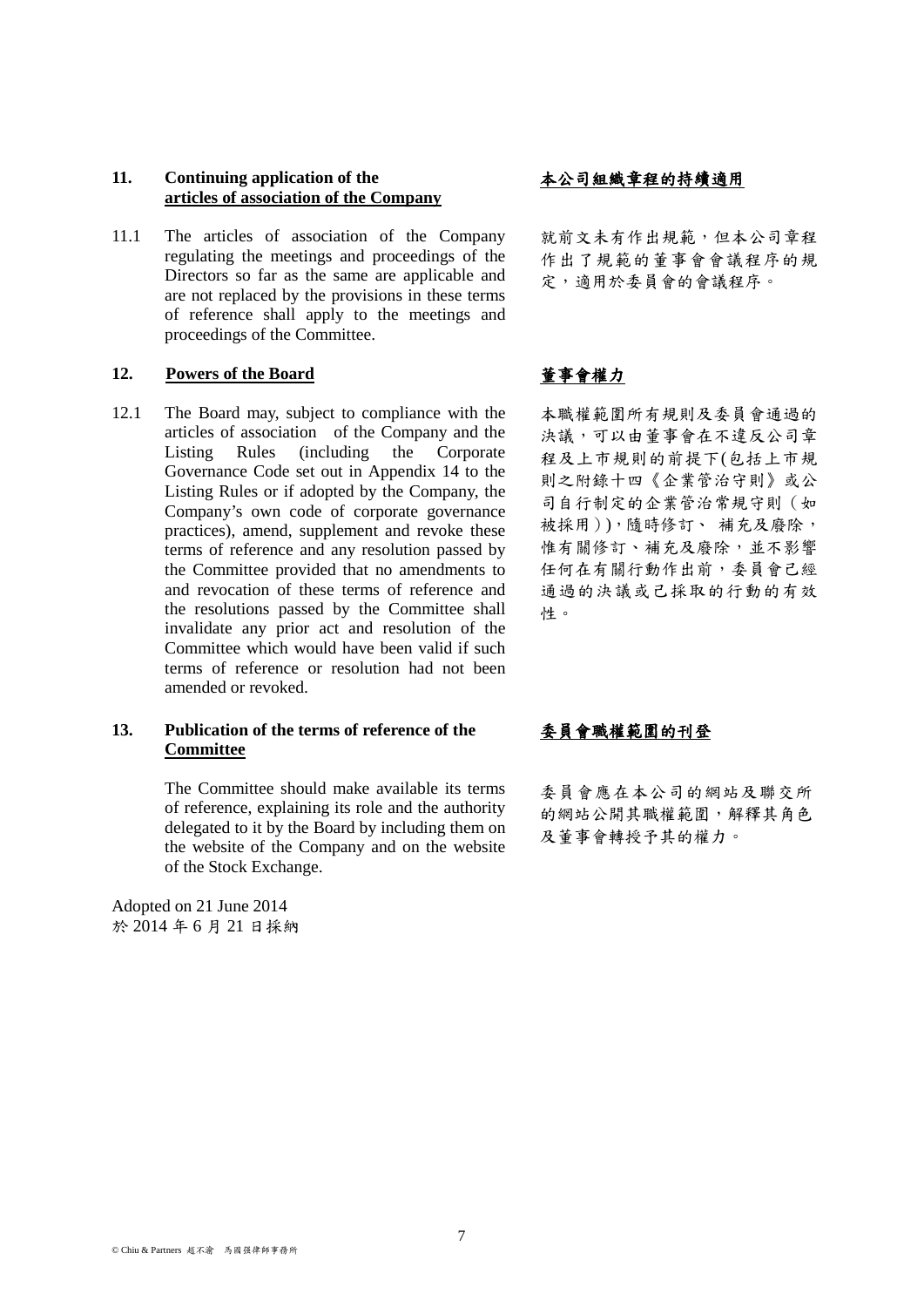**11. Continuing application of the articles of association of the Company**

**本公司組織章程的持續適用**

11.1 The articles of association of the Company regulating the meetings and proceedings of the Directors so far as the same are applicable and are not replaced by the provisions in these terms of reference shall apply to the meetings and proceedings of the Committee.

就前文未有作出規範，但本公司章程作出了規範的董事會會議程序的規定，適用於委員會的會議程序。

**12. Powers of the Board**

**董事會權力**

12.1 The Board may, subject to compliance with the articles of association of the Company and the Listing Rules (including the Corporate Governance Code set out in Appendix 14 to the Listing Rules or if adopted by the Company, the Company's own code of corporate governance practices), amend, supplement and revoke these terms of reference and any resolution passed by the Committee provided that no amendments to and revocation of these terms of reference and the resolutions passed by the Committee shall invalidate any prior act and resolution of the Committee which would have been valid if such terms of reference or resolution had not been amended or revoked.

本職權範圍所有規則及委員會通過的決議，可以由董事會在不違反公司章程及上市規則的前提下(包括上市規則之附錄十四《企業管治守則》或公司自行制定的企業管治常規守則（如被採用）)，隨時修訂、 補充及廢除，惟有關修訂、補充及廢除，並不影響任何在有關行動作出前，委員會已經通過的決議或已採取的行動的有效性。

**13. Publication of the terms of reference of the Committee**

**委員會職權範圍的刊登**

The Committee should make available its terms of reference, explaining its role and the authority delegated to it by the Board by including them on the website of the Company and on the website of the Stock Exchange.

委員會應在本公司的網站及聯交所的網站公開其職權範圍，解釋其角色及董事會轉授予其的權力。

Adopted on 21 June 2014
於 2014 年 6 月 21 日採納